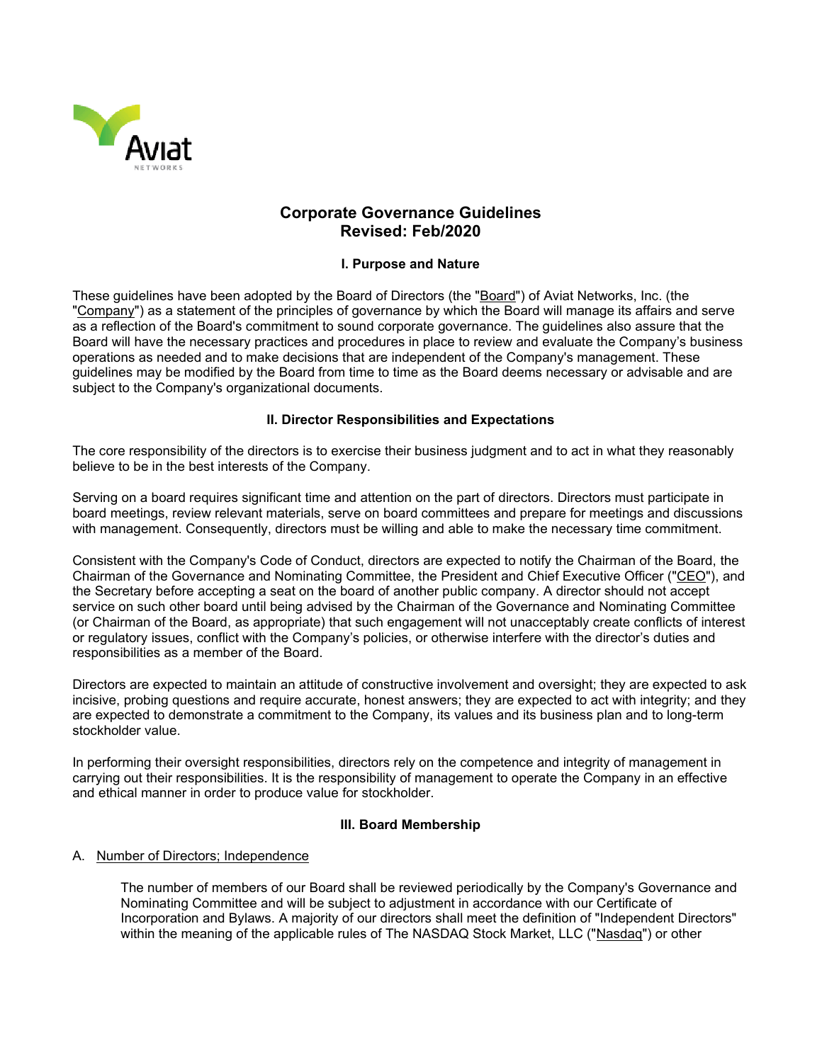# Corporate Governance Guidelines
## Revised: Feb/2020

### I. Purpose and Nature

These guidelines have been adopted by the Board of Directors (the "Board") of Aviat Networks, Inc. (the "Company") as a statement of the principles of governance by which the Board will manage its affairs and serve as a reflection of the Board's commitment to sound corporate governance. The guidelines also assure that the Board will have the necessary practices and procedures in place to review and evaluate the Company's business operations as needed and to make decisions that are independent of the Company's management. These guidelines may be modified by the Board from time to time as the Board deems necessary or advisable and are subject to the Company's organizational documents.

### II. Director Responsibilities and Expectations

The core responsibility of the directors is to exercise their business judgment and to act in what they reasonably believe to be in the best interests of the Company.

Serving on a board requires significant time and attention on the part of directors. Directors must participate in board meetings, review relevant materials, serve on board committees and prepare for meetings and discussions with management. Consequently, directors must be willing and able to make the necessary time commitment.

Consistent with the Company's Code of Conduct, directors are expected to notify the Chairman of the Board, the Chairman of the Governance and Nominating Committee, the President and Chief Executive Officer ("CEO"), and the Secretary before accepting a seat on the board of another public company. A director should not accept service on such other board until being advised by the Chairman of the Governance and Nominating Committee (or Chairman of the Board, as appropriate) that such engagement will not unacceptably create conflicts of interest or regulatory issues, conflict with the Company's policies, or otherwise interfere with the director's duties and responsibilities as a member of the Board.

Directors are expected to maintain an attitude of constructive involvement and oversight; they are expected to ask incisive, probing questions and require accurate, honest answers; they are expected to act with integrity; and they are expected to demonstrate a commitment to the Company, its values and its business plan and to long-term stockholder value.

In performing their oversight responsibilities, directors rely on the competence and integrity of management in carrying out their responsibilities. It is the responsibility of management to operate the Company in an effective and ethical manner in order to produce value for stockholder.

### III. Board Membership

A. Number of Directors; Independence

The number of members of our Board shall be reviewed periodically by the Company's Governance and Nominating Committee and will be subject to adjustment in accordance with our Certificate of Incorporation and Bylaws. A majority of our directors shall meet the definition of "Independent Directors" within the meaning of the applicable rules of The NASDAQ Stock Market, LLC ("Nasdaq") or other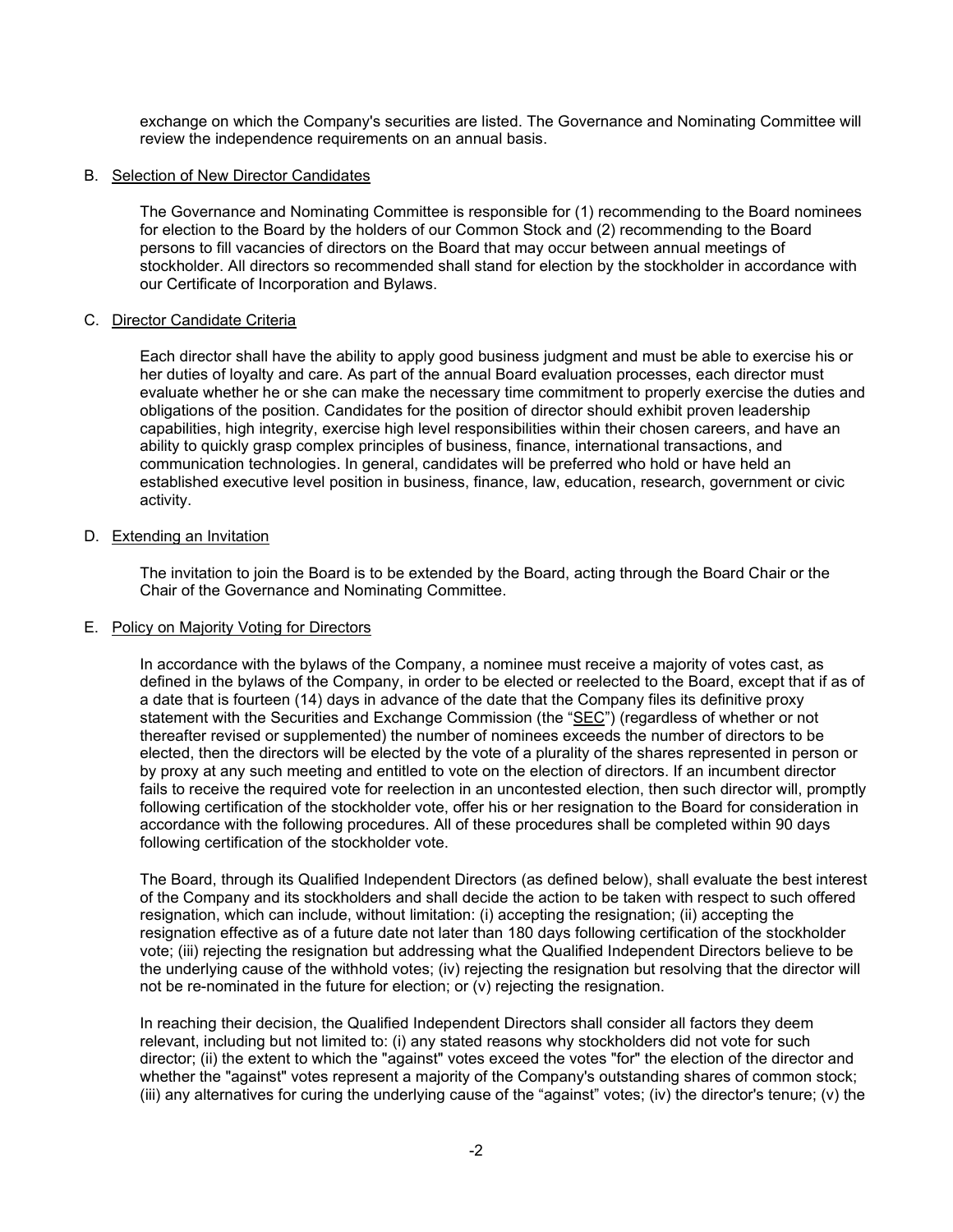exchange on which the Company's securities are listed. The Governance and Nominating Committee will review the independence requirements on an annual basis.

B. Selection of New Director Candidates

The Governance and Nominating Committee is responsible for (1) recommending to the Board nominees for election to the Board by the holders of our Common Stock and (2) recommending to the Board persons to fill vacancies of directors on the Board that may occur between annual meetings of stockholder. All directors so recommended shall stand for election by the stockholder in accordance with our Certificate of Incorporation and Bylaws.

C. Director Candidate Criteria

Each director shall have the ability to apply good business judgment and must be able to exercise his or her duties of loyalty and care. As part of the annual Board evaluation processes, each director must evaluate whether he or she can make the necessary time commitment to properly exercise the duties and obligations of the position. Candidates for the position of director should exhibit proven leadership capabilities, high integrity, exercise high level responsibilities within their chosen careers, and have an ability to quickly grasp complex principles of business, finance, international transactions, and communication technologies. In general, candidates will be preferred who hold or have held an established executive level position in business, finance, law, education, research, government or civic activity.

D. Extending an Invitation

The invitation to join the Board is to be extended by the Board, acting through the Board Chair or the Chair of the Governance and Nominating Committee.

E. Policy on Majority Voting for Directors

In accordance with the bylaws of the Company, a nominee must receive a majority of votes cast, as defined in the bylaws of the Company, in order to be elected or reelected to the Board, except that if as of a date that is fourteen (14) days in advance of the date that the Company files its definitive proxy statement with the Securities and Exchange Commission (the "SEC") (regardless of whether or not thereafter revised or supplemented) the number of nominees exceeds the number of directors to be elected, then the directors will be elected by the vote of a plurality of the shares represented in person or by proxy at any such meeting and entitled to vote on the election of directors. If an incumbent director fails to receive the required vote for reelection in an uncontested election, then such director will, promptly following certification of the stockholder vote, offer his or her resignation to the Board for consideration in accordance with the following procedures. All of these procedures shall be completed within 90 days following certification of the stockholder vote.

The Board, through its Qualified Independent Directors (as defined below), shall evaluate the best interest of the Company and its stockholders and shall decide the action to be taken with respect to such offered resignation, which can include, without limitation: (i) accepting the resignation; (ii) accepting the resignation effective as of a future date not later than 180 days following certification of the stockholder vote; (iii) rejecting the resignation but addressing what the Qualified Independent Directors believe to be the underlying cause of the withhold votes; (iv) rejecting the resignation but resolving that the director will not be re-nominated in the future for election; or (v) rejecting the resignation.

In reaching their decision, the Qualified Independent Directors shall consider all factors they deem relevant, including but not limited to: (i) any stated reasons why stockholders did not vote for such director; (ii) the extent to which the "against" votes exceed the votes "for" the election of the director and whether the "against" votes represent a majority of the Company's outstanding shares of common stock; (iii) any alternatives for curing the underlying cause of the "against" votes; (iv) the director's tenure; (v) the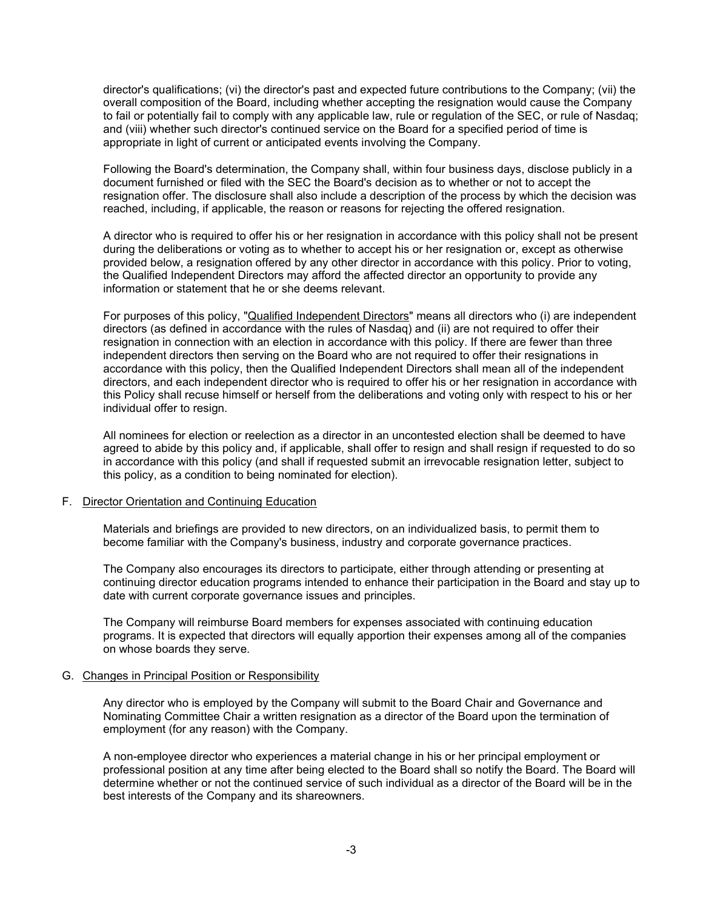director's qualifications; (vi) the director's past and expected future contributions to the Company; (vii) the overall composition of the Board, including whether accepting the resignation would cause the Company to fail or potentially fail to comply with any applicable law, rule or regulation of the SEC, or rule of Nasdaq; and (viii) whether such director's continued service on the Board for a specified period of time is appropriate in light of current or anticipated events involving the Company.

Following the Board's determination, the Company shall, within four business days, disclose publicly in a document furnished or filed with the SEC the Board's decision as to whether or not to accept the resignation offer. The disclosure shall also include a description of the process by which the decision was reached, including, if applicable, the reason or reasons for rejecting the offered resignation.

A director who is required to offer his or her resignation in accordance with this policy shall not be present during the deliberations or voting as to whether to accept his or her resignation or, except as otherwise provided below, a resignation offered by any other director in accordance with this policy. Prior to voting, the Qualified Independent Directors may afford the affected director an opportunity to provide any information or statement that he or she deems relevant.

For purposes of this policy, "Qualified Independent Directors" means all directors who (i) are independent directors (as defined in accordance with the rules of Nasdaq) and (ii) are not required to offer their resignation in connection with an election in accordance with this policy. If there are fewer than three independent directors then serving on the Board who are not required to offer their resignations in accordance with this policy, then the Qualified Independent Directors shall mean all of the independent directors, and each independent director who is required to offer his or her resignation in accordance with this Policy shall recuse himself or herself from the deliberations and voting only with respect to his or her individual offer to resign.

All nominees for election or reelection as a director in an uncontested election shall be deemed to have agreed to abide by this policy and, if applicable, shall offer to resign and shall resign if requested to do so in accordance with this policy (and shall if requested submit an irrevocable resignation letter, subject to this policy, as a condition to being nominated for election).

## F. Director Orientation and Continuing Education

Materials and briefings are provided to new directors, on an individualized basis, to permit them to become familiar with the Company's business, industry and corporate governance practices.

The Company also encourages its directors to participate, either through attending or presenting at continuing director education programs intended to enhance their participation in the Board and stay up to date with current corporate governance issues and principles.

The Company will reimburse Board members for expenses associated with continuing education programs. It is expected that directors will equally apportion their expenses among all of the companies on whose boards they serve.

## G. Changes in Principal Position or Responsibility

Any director who is employed by the Company will submit to the Board Chair and Governance and Nominating Committee Chair a written resignation as a director of the Board upon the termination of employment (for any reason) with the Company.

A non-employee director who experiences a material change in his or her principal employment or professional position at any time after being elected to the Board shall so notify the Board. The Board will determine whether or not the continued service of such individual as a director of the Board will be in the best interests of the Company and its shareowners.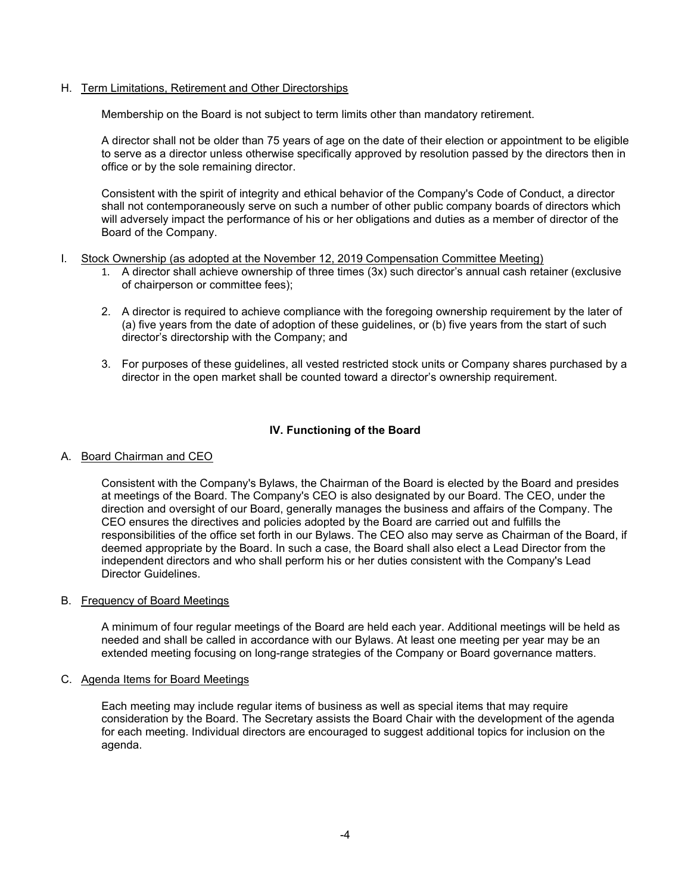H. Term Limitations, Retirement and Other Directorships

Membership on the Board is not subject to term limits other than mandatory retirement.

A director shall not be older than 75 years of age on the date of their election or appointment to be eligible to serve as a director unless otherwise specifically approved by resolution passed by the directors then in office or by the sole remaining director.

Consistent with the spirit of integrity and ethical behavior of the Company's Code of Conduct, a director shall not contemporaneously serve on such a number of other public company boards of directors which will adversely impact the performance of his or her obligations and duties as a member of director of the Board of the Company.

I. Stock Ownership (as adopted at the November 12, 2019 Compensation Committee Meeting)

1. A director shall achieve ownership of three times (3x) such director's annual cash retainer (exclusive of chairperson or committee fees);

2. A director is required to achieve compliance with the foregoing ownership requirement by the later of (a) five years from the date of adoption of these guidelines, or (b) five years from the start of such director's directorship with the Company; and

3. For purposes of these guidelines, all vested restricted stock units or Company shares purchased by a director in the open market shall be counted toward a director's ownership requirement.

## IV. Functioning of the Board

A. Board Chairman and CEO

Consistent with the Company's Bylaws, the Chairman of the Board is elected by the Board and presides at meetings of the Board. The Company's CEO is also designated by our Board. The CEO, under the direction and oversight of our Board, generally manages the business and affairs of the Company. The CEO ensures the directives and policies adopted by the Board are carried out and fulfills the responsibilities of the office set forth in our Bylaws. The CEO also may serve as Chairman of the Board, if deemed appropriate by the Board. In such a case, the Board shall also elect a Lead Director from the independent directors and who shall perform his or her duties consistent with the Company's Lead Director Guidelines.

B. Frequency of Board Meetings

A minimum of four regular meetings of the Board are held each year. Additional meetings will be held as needed and shall be called in accordance with our Bylaws. At least one meeting per year may be an extended meeting focusing on long-range strategies of the Company or Board governance matters.

C. Agenda Items for Board Meetings

Each meeting may include regular items of business as well as special items that may require consideration by the Board. The Secretary assists the Board Chair with the development of the agenda for each meeting. Individual directors are encouraged to suggest additional topics for inclusion on the agenda.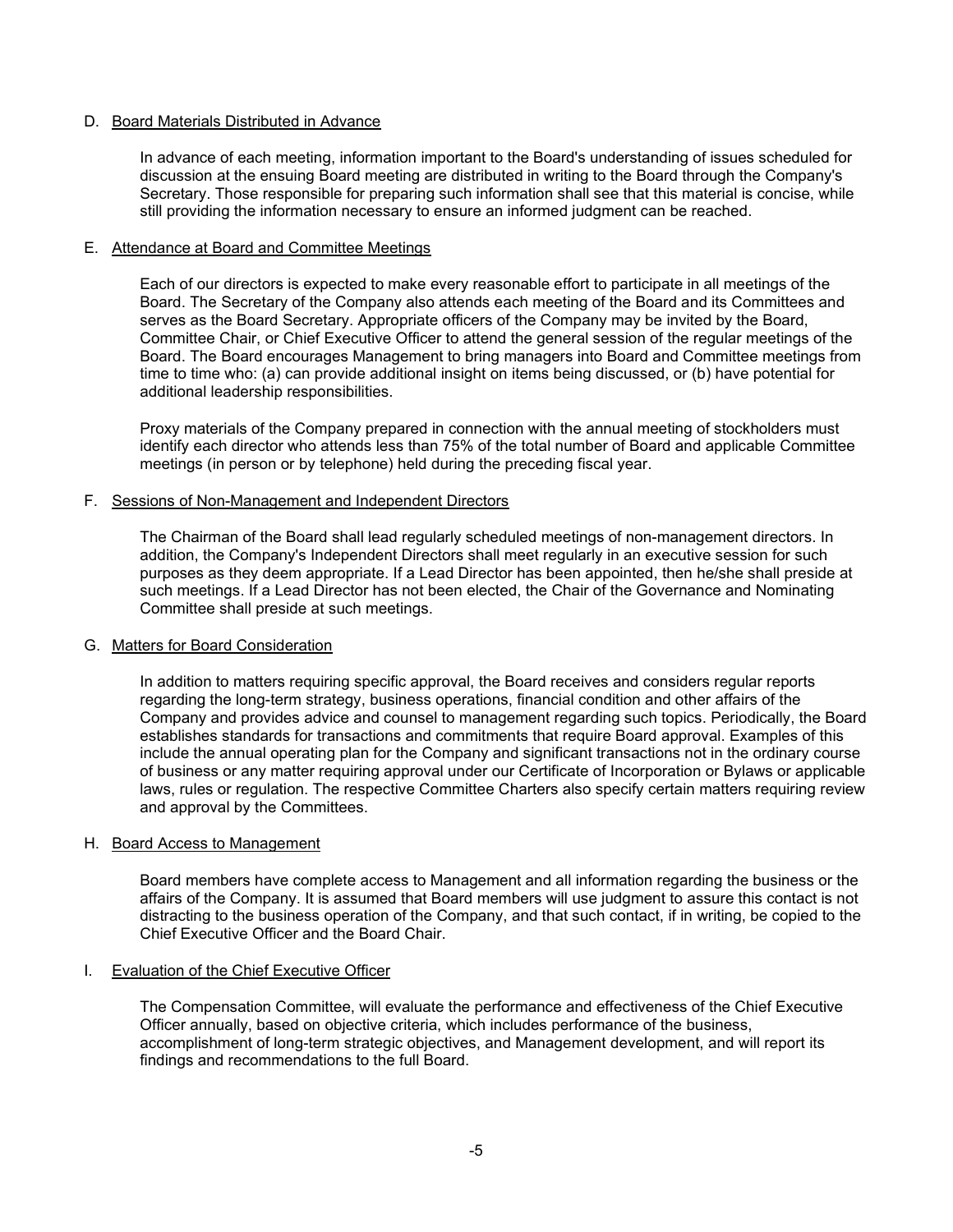### D. Board Materials Distributed in Advance

In advance of each meeting, information important to the Board's understanding of issues scheduled for discussion at the ensuing Board meeting are distributed in writing to the Board through the Company's Secretary. Those responsible for preparing such information shall see that this material is concise, while still providing the information necessary to ensure an informed judgment can be reached.

### E. Attendance at Board and Committee Meetings

Each of our directors is expected to make every reasonable effort to participate in all meetings of the Board. The Secretary of the Company also attends each meeting of the Board and its Committees and serves as the Board Secretary. Appropriate officers of the Company may be invited by the Board, Committee Chair, or Chief Executive Officer to attend the general session of the regular meetings of the Board. The Board encourages Management to bring managers into Board and Committee meetings from time to time who: (a) can provide additional insight on items being discussed, or (b) have potential for additional leadership responsibilities.

Proxy materials of the Company prepared in connection with the annual meeting of stockholders must identify each director who attends less than 75% of the total number of Board and applicable Committee meetings (in person or by telephone) held during the preceding fiscal year.

### F. Sessions of Non-Management and Independent Directors

The Chairman of the Board shall lead regularly scheduled meetings of non-management directors. In addition, the Company's Independent Directors shall meet regularly in an executive session for such purposes as they deem appropriate. If a Lead Director has been appointed, then he/she shall preside at such meetings. If a Lead Director has not been elected, the Chair of the Governance and Nominating Committee shall preside at such meetings.

### G. Matters for Board Consideration

In addition to matters requiring specific approval, the Board receives and considers regular reports regarding the long-term strategy, business operations, financial condition and other affairs of the Company and provides advice and counsel to management regarding such topics. Periodically, the Board establishes standards for transactions and commitments that require Board approval. Examples of this include the annual operating plan for the Company and significant transactions not in the ordinary course of business or any matter requiring approval under our Certificate of Incorporation or Bylaws or applicable laws, rules or regulation. The respective Committee Charters also specify certain matters requiring review and approval by the Committees.

### H. Board Access to Management

Board members have complete access to Management and all information regarding the business or the affairs of the Company. It is assumed that Board members will use judgment to assure this contact is not distracting to the business operation of the Company, and that such contact, if in writing, be copied to the Chief Executive Officer and the Board Chair.

### I. Evaluation of the Chief Executive Officer

The Compensation Committee, will evaluate the performance and effectiveness of the Chief Executive Officer annually, based on objective criteria, which includes performance of the business, accomplishment of long-term strategic objectives, and Management development, and will report its findings and recommendations to the full Board.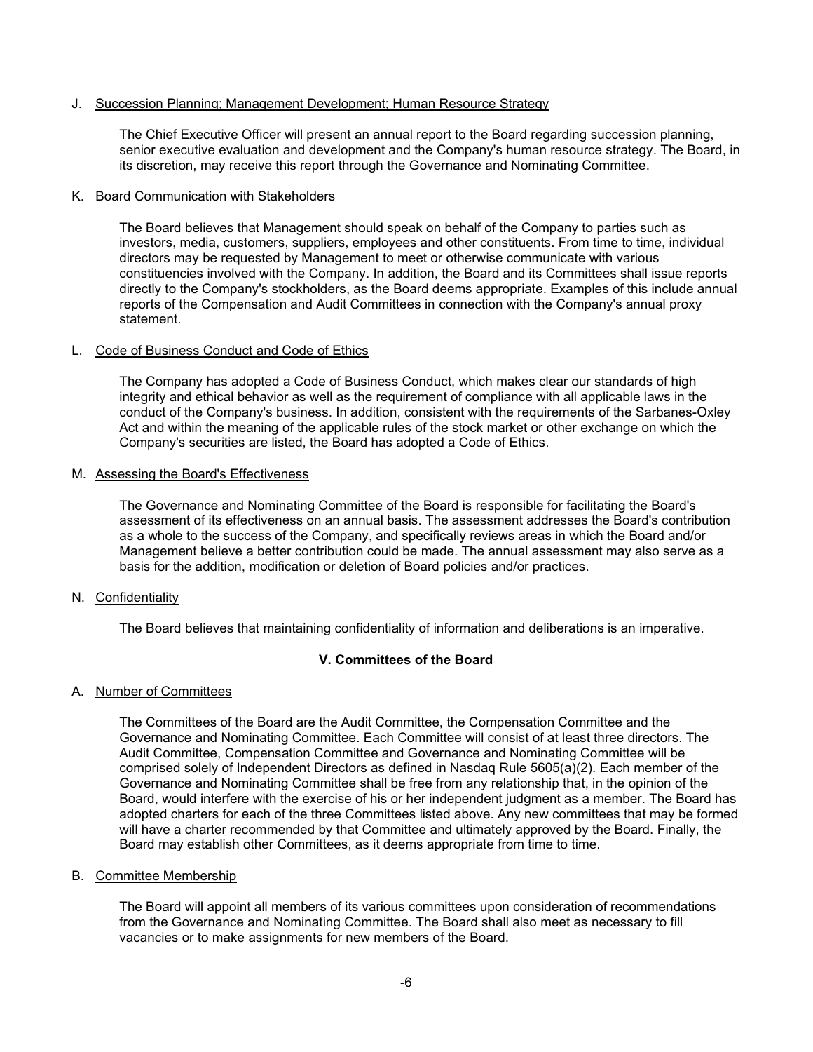J. Succession Planning; Management Development; Human Resource Strategy

The Chief Executive Officer will present an annual report to the Board regarding succession planning, senior executive evaluation and development and the Company's human resource strategy. The Board, in its discretion, may receive this report through the Governance and Nominating Committee.

K. Board Communication with Stakeholders

The Board believes that Management should speak on behalf of the Company to parties such as investors, media, customers, suppliers, employees and other constituents. From time to time, individual directors may be requested by Management to meet or otherwise communicate with various constituencies involved with the Company. In addition, the Board and its Committees shall issue reports directly to the Company's stockholders, as the Board deems appropriate. Examples of this include annual reports of the Compensation and Audit Committees in connection with the Company's annual proxy statement.

L. Code of Business Conduct and Code of Ethics

The Company has adopted a Code of Business Conduct, which makes clear our standards of high integrity and ethical behavior as well as the requirement of compliance with all applicable laws in the conduct of the Company's business. In addition, consistent with the requirements of the Sarbanes-Oxley Act and within the meaning of the applicable rules of the stock market or other exchange on which the Company's securities are listed, the Board has adopted a Code of Ethics.

M. Assessing the Board's Effectiveness

The Governance and Nominating Committee of the Board is responsible for facilitating the Board's assessment of its effectiveness on an annual basis. The assessment addresses the Board's contribution as a whole to the success of the Company, and specifically reviews areas in which the Board and/or Management believe a better contribution could be made. The annual assessment may also serve as a basis for the addition, modification or deletion of Board policies and/or practices.

N. Confidentiality

The Board believes that maintaining confidentiality of information and deliberations is an imperative.

## V. Committees of the Board

A. Number of Committees

The Committees of the Board are the Audit Committee, the Compensation Committee and the Governance and Nominating Committee. Each Committee will consist of at least three directors. The Audit Committee, Compensation Committee and Governance and Nominating Committee will be comprised solely of Independent Directors as defined in Nasdaq Rule 5605(a)(2). Each member of the Governance and Nominating Committee shall be free from any relationship that, in the opinion of the Board, would interfere with the exercise of his or her independent judgment as a member. The Board has adopted charters for each of the three Committees listed above. Any new committees that may be formed will have a charter recommended by that Committee and ultimately approved by the Board. Finally, the Board may establish other Committees, as it deems appropriate from time to time.

B. Committee Membership

The Board will appoint all members of its various committees upon consideration of recommendations from the Governance and Nominating Committee. The Board shall also meet as necessary to fill vacancies or to make assignments for new members of the Board.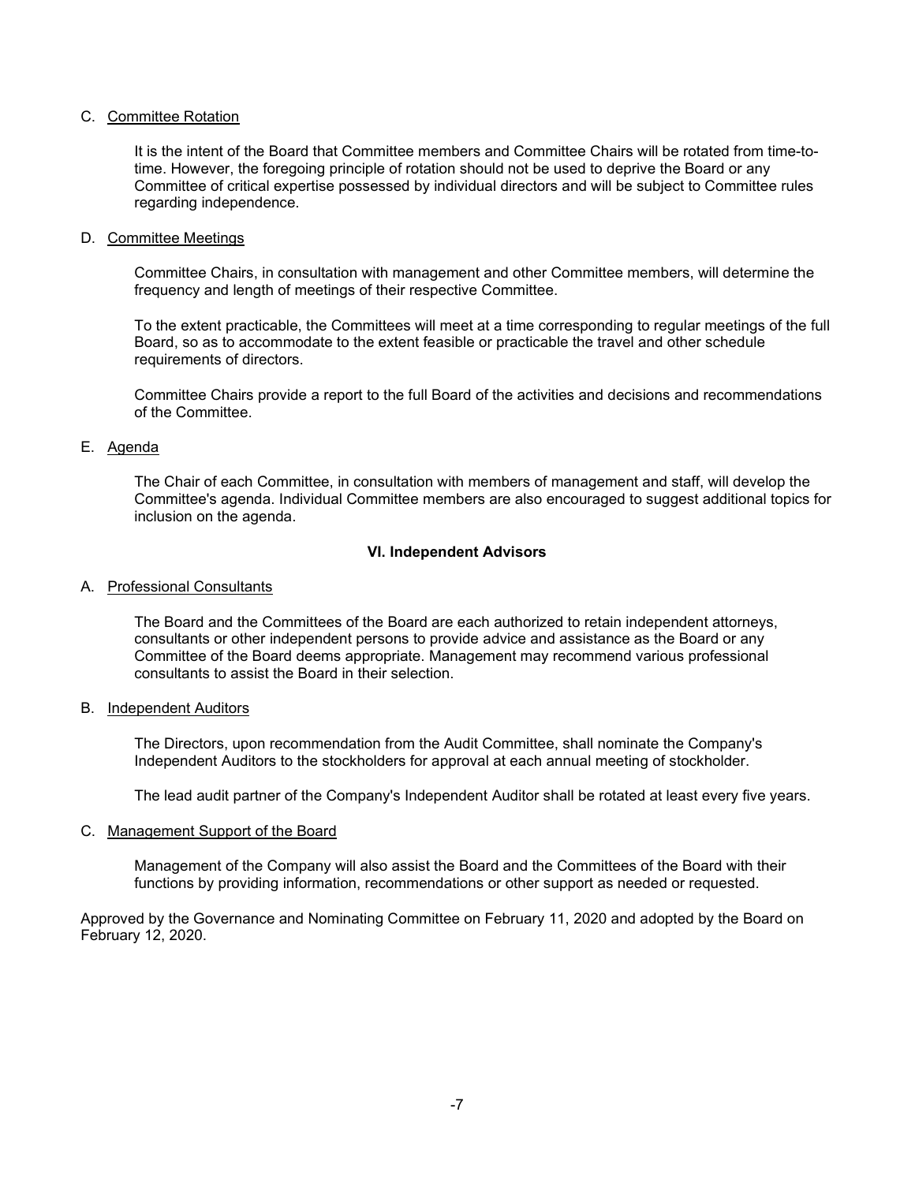C. Committee Rotation

It is the intent of the Board that Committee members and Committee Chairs will be rotated from time-to-time. However, the foregoing principle of rotation should not be used to deprive the Board or any Committee of critical expertise possessed by individual directors and will be subject to Committee rules regarding independence.

D. Committee Meetings

Committee Chairs, in consultation with management and other Committee members, will determine the frequency and length of meetings of their respective Committee.

To the extent practicable, the Committees will meet at a time corresponding to regular meetings of the full Board, so as to accommodate to the extent feasible or practicable the travel and other schedule requirements of directors.

Committee Chairs provide a report to the full Board of the activities and decisions and recommendations of the Committee.

E. Agenda

The Chair of each Committee, in consultation with members of management and staff, will develop the Committee's agenda. Individual Committee members are also encouraged to suggest additional topics for inclusion on the agenda.

## VI. Independent Advisors

A. Professional Consultants

The Board and the Committees of the Board are each authorized to retain independent attorneys, consultants or other independent persons to provide advice and assistance as the Board or any Committee of the Board deems appropriate. Management may recommend various professional consultants to assist the Board in their selection.

B. Independent Auditors

The Directors, upon recommendation from the Audit Committee, shall nominate the Company's Independent Auditors to the stockholders for approval at each annual meeting of stockholder.

The lead audit partner of the Company's Independent Auditor shall be rotated at least every five years.

C. Management Support of the Board

Management of the Company will also assist the Board and the Committees of the Board with their functions by providing information, recommendations or other support as needed or requested.

Approved by the Governance and Nominating Committee on February 11, 2020 and adopted by the Board on February 12, 2020.